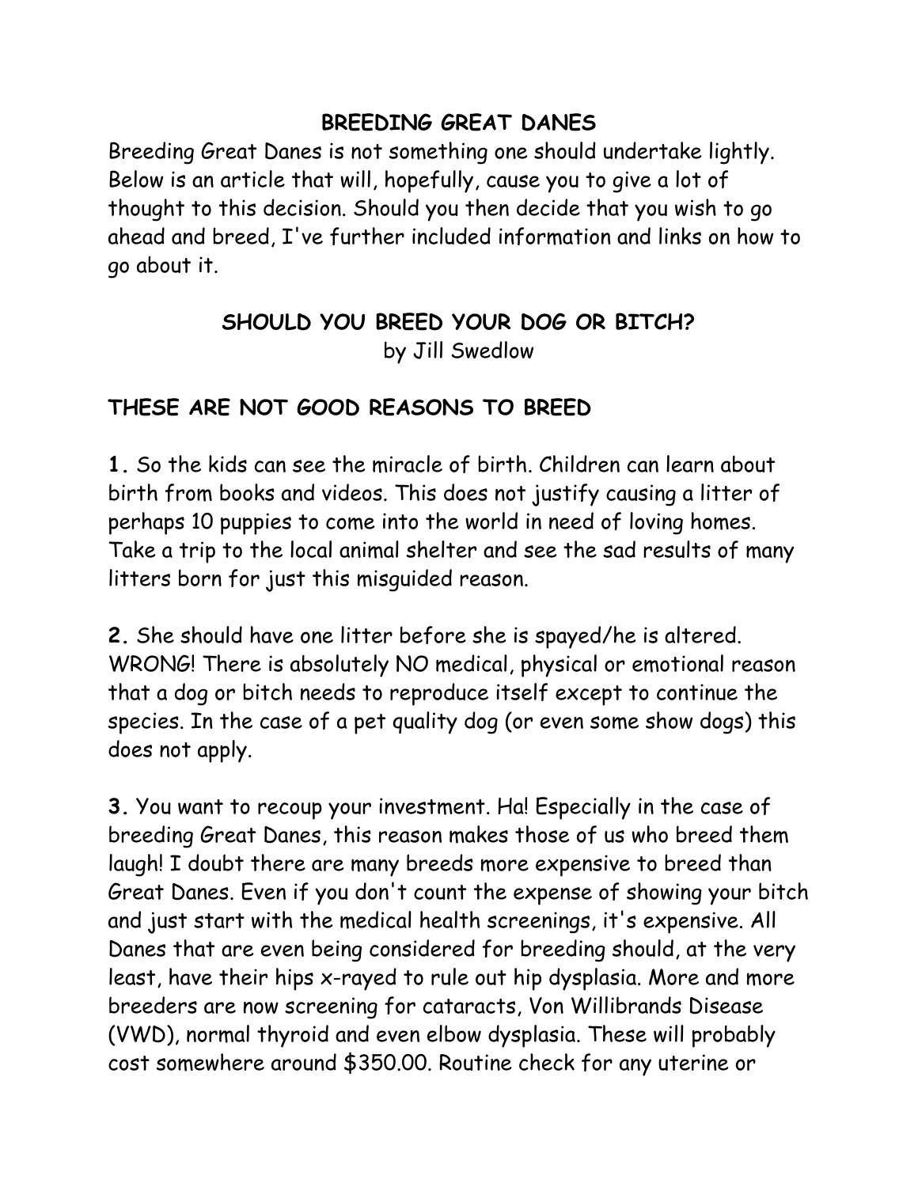# BREEDING GREAT DANES

Breeding Great Danes is not something one should undertake lightly. Below is an article that will, hopefully, cause you to give a lot of thought to this decision. Should you then decide that you wish to go ahead and breed, I've further included information and links on how to go about it.

## SHOULD YOU BREED YOUR DOG OR BITCH?

by Jill Swedlow

## THESE ARE NOT GOOD REASONS TO BREED

**1.** So the kids can see the miracle of birth. Children can learn about birth from books and videos. This does not justify causing a litter of perhaps 10 puppies to come into the world in need of loving homes. Take a trip to the local animal shelter and see the sad results of many litters born for just this misguided reason.

**2.** She should have one litter before she is spayed/he is altered. WRONG! There is absolutely NO medical, physical or emotional reason that a dog or bitch needs to reproduce itself except to continue the species. In the case of a pet quality dog (or even some show dogs) this does not apply.

**3.** You want to recoup your investment. Ha! Especially in the case of breeding Great Danes, this reason makes those of us who breed them laugh! I doubt there are many breeds more expensive to breed than Great Danes. Even if you don't count the expense of showing your bitch and just start with the medical health screenings, it's expensive. All Danes that are even being considered for breeding should, at the very least, have their hips x-rayed to rule out hip dysplasia. More and more breeders are now screening for cataracts, Von Willibrands Disease (VWD), normal thyroid and even elbow dysplasia. These will probably cost somewhere around $350.00. Routine check for any uterine or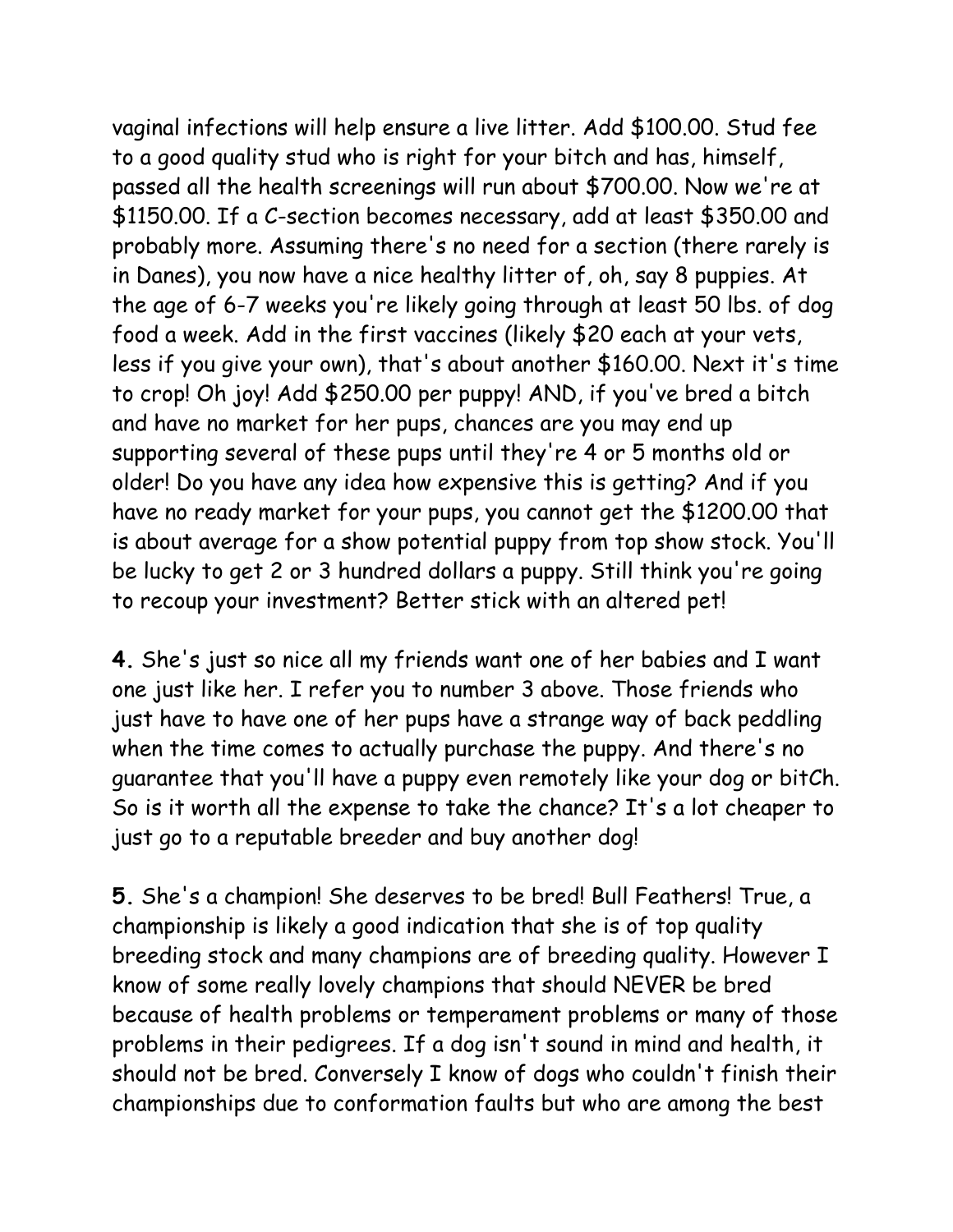vaginal infections will help ensure a live litter. Add $100.00. Stud fee to a good quality stud who is right for your bitch and has, himself, passed all the health screenings will run about $700.00. Now we're at $1150.00. If a C-section becomes necessary, add at least $350.00 and probably more. Assuming there's no need for a section (there rarely is in Danes), you now have a nice healthy litter of, oh, say 8 puppies. At the age of 6-7 weeks you're likely going through at least 50 lbs. of dog food a week. Add in the first vaccines (likely $20 each at your vets, less if you give your own), that's about another $160.00. Next it's time to crop! Oh joy! Add $250.00 per puppy! AND, if you've bred a bitch and have no market for her pups, chances are you may end up supporting several of these pups until they're 4 or 5 months old or older! Do you have any idea how expensive this is getting? And if you have no ready market for your pups, you cannot get the $1200.00 that is about average for a show potential puppy from top show stock. You'll be lucky to get 2 or 3 hundred dollars a puppy. Still think you're going to recoup your investment? Better stick with an altered pet!

**4.** She's just so nice all my friends want one of her babies and I want one just like her. I refer you to number 3 above. Those friends who just have to have one of her pups have a strange way of back peddling when the time comes to actually purchase the puppy. And there's no guarantee that you'll have a puppy even remotely like your dog or bitCh. So is it worth all the expense to take the chance? It's a lot cheaper to just go to a reputable breeder and buy another dog!

**5.** She's a champion! She deserves to be bred! Bull Feathers! True, a championship is likely a good indication that she is of top quality breeding stock and many champions are of breeding quality. However I know of some really lovely champions that should NEVER be bred because of health problems or temperament problems or many of those problems in their pedigrees. If a dog isn't sound in mind and health, it should not be bred. Conversely I know of dogs who couldn't finish their championships due to conformation faults but who are among the best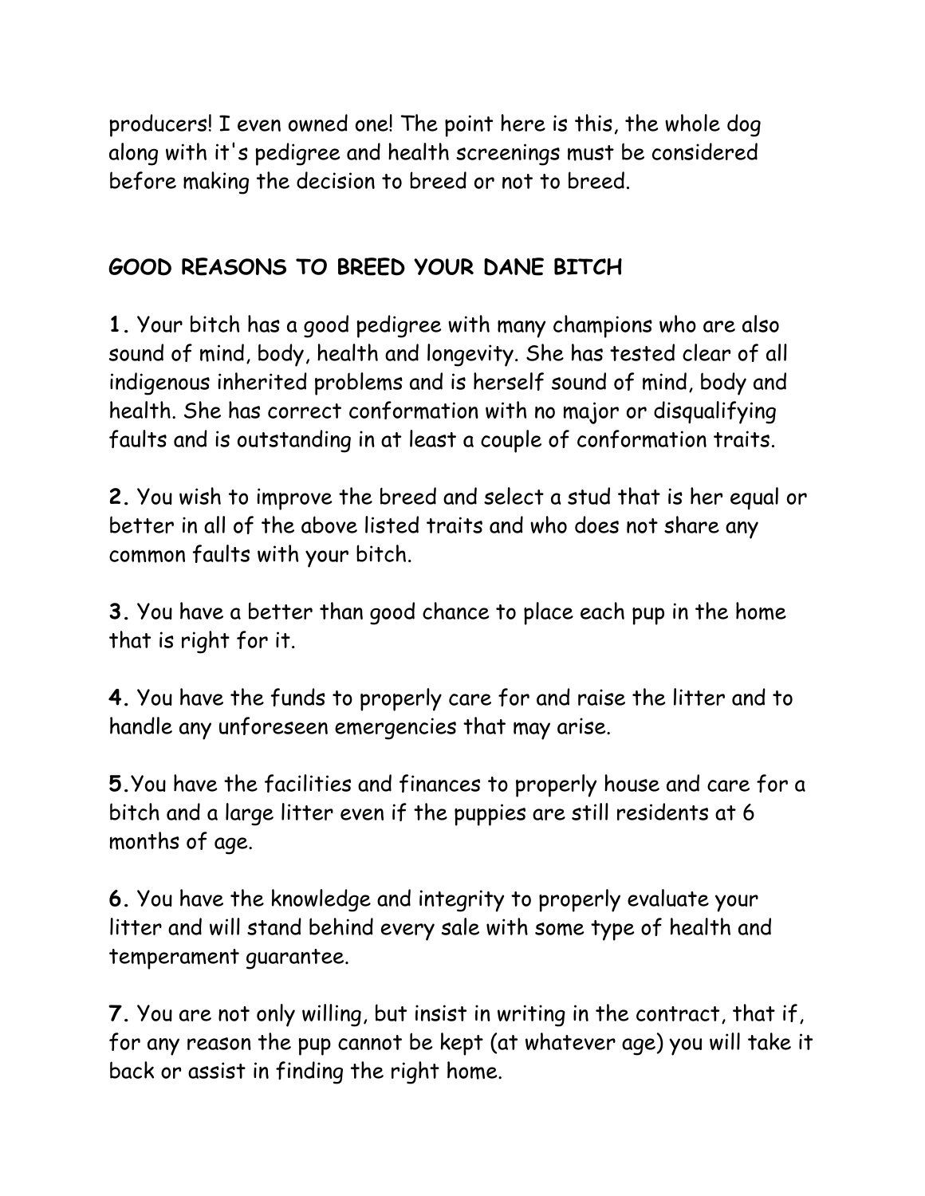producers! I even owned one! The point here is this, the whole dog along with it's pedigree and health screenings must be considered before making the decision to breed or not to breed.

## GOOD REASONS TO BREED YOUR DANE BITCH

**1.** Your bitch has a good pedigree with many champions who are also sound of mind, body, health and longevity. She has tested clear of all indigenous inherited problems and is herself sound of mind, body and health. She has correct conformation with no major or disqualifying faults and is outstanding in at least a couple of conformation traits.

**2.** You wish to improve the breed and select a stud that is her equal or better in all of the above listed traits and who does not share any common faults with your bitch.

**3.** You have a better than good chance to place each pup in the home that is right for it.

**4.** You have the funds to properly care for and raise the litter and to handle any unforeseen emergencies that may arise.

**5.**You have the facilities and finances to properly house and care for a bitch and a large litter even if the puppies are still residents at 6 months of age.

**6.** You have the knowledge and integrity to properly evaluate your litter and will stand behind every sale with some type of health and temperament guarantee.

**7.** You are not only willing, but insist in writing in the contract, that if, for any reason the pup cannot be kept (at whatever age) you will take it back or assist in finding the right home.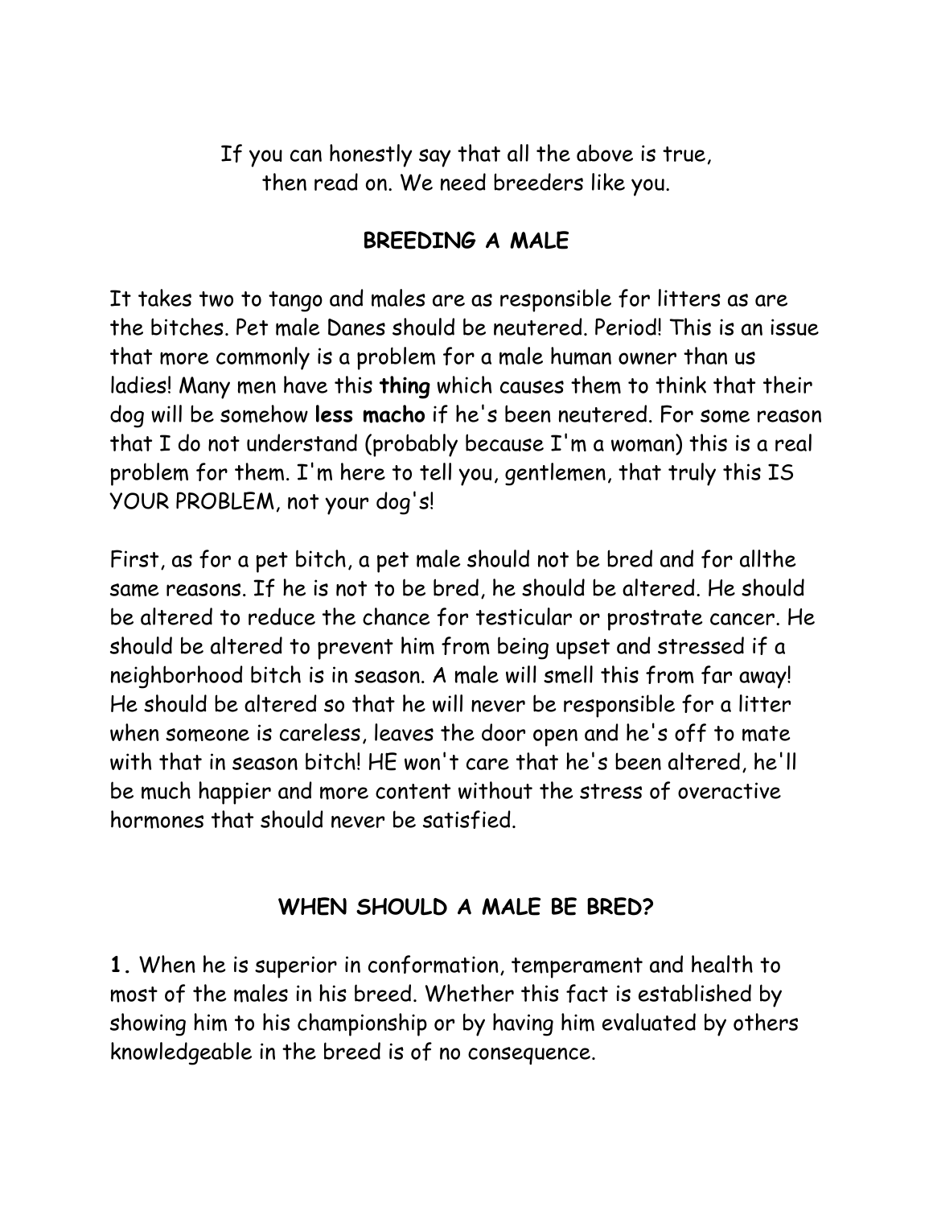If you can honestly say that all the above is true,
then read on. We need breeders like you.

## BREEDING A MALE

It takes two to tango and males are as responsible for litters as are the bitches. Pet male Danes should be neutered. Period! This is an issue that more commonly is a problem for a male human owner than us ladies! Many men have this **thing** which causes them to think that their dog will be somehow **less macho** if he's been neutered. For some reason that I do not understand (probably because I'm a woman) this is a real problem for them. I'm here to tell you, gentlemen, that truly this IS YOUR PROBLEM, not your dog's!

First, as for a pet bitch, a pet male should not be bred and for allthe same reasons. If he is not to be bred, he should be altered. He should be altered to reduce the chance for testicular or prostrate cancer. He should be altered to prevent him from being upset and stressed if a neighborhood bitch is in season. A male will smell this from far away! He should be altered so that he will never be responsible for a litter when someone is careless, leaves the door open and he's off to mate with that in season bitch! HE won't care that he's been altered, he'll be much happier and more content without the stress of overactive hormones that should never be satisfied.

## WHEN SHOULD A MALE BE BRED?

**1.** When he is superior in conformation, temperament and health to most of the males in his breed. Whether this fact is established by showing him to his championship or by having him evaluated by others knowledgeable in the breed is of no consequence.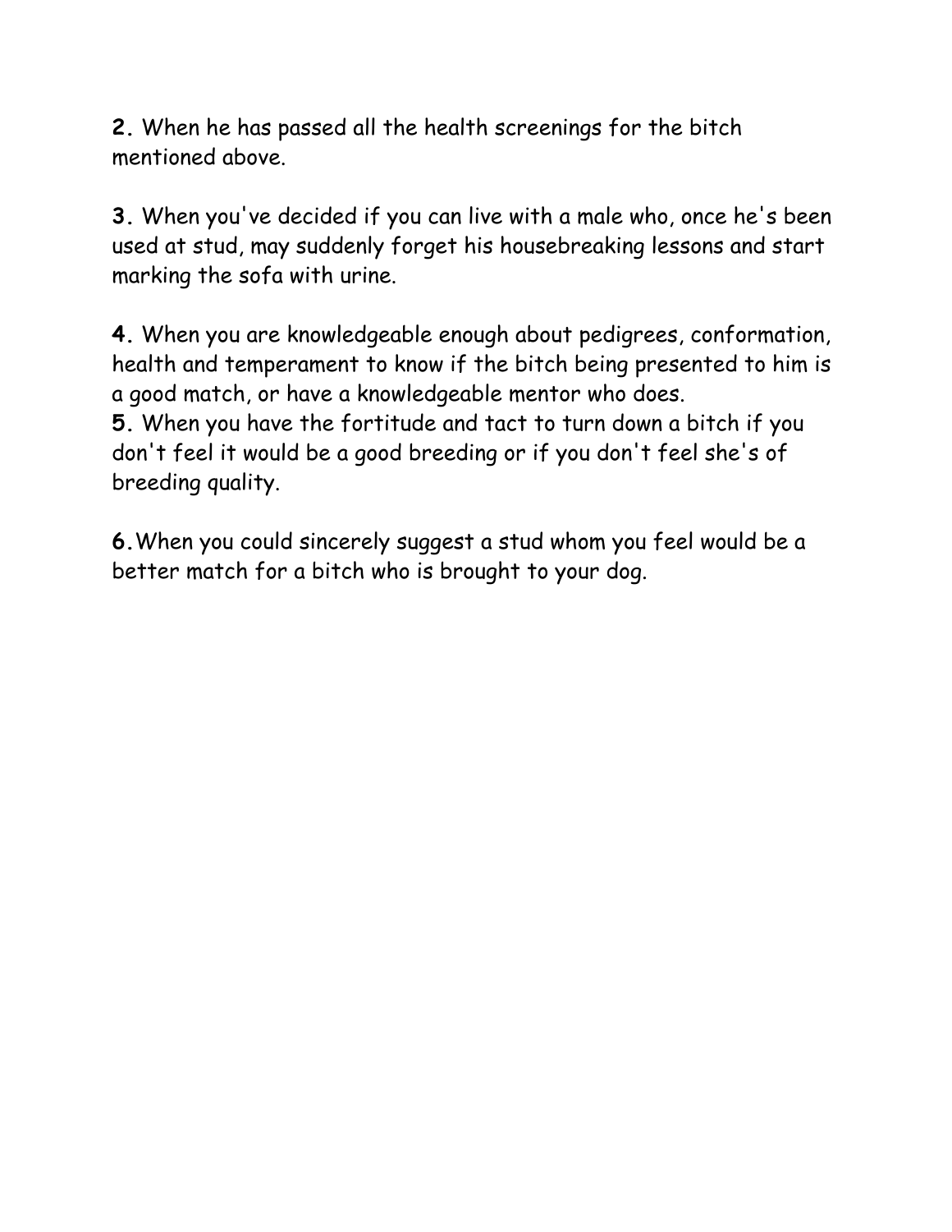**2.** When he has passed all the health screenings for the bitch mentioned above.

**3.** When you've decided if you can live with a male who, once he's been used at stud, may suddenly forget his housebreaking lessons and start marking the sofa with urine.

**4.** When you are knowledgeable enough about pedigrees, conformation, health and temperament to know if the bitch being presented to him is a good match, or have a knowledgeable mentor who does.

**5.** When you have the fortitude and tact to turn down a bitch if you don't feel it would be a good breeding or if you don't feel she's of breeding quality.

**6.**When you could sincerely suggest a stud whom you feel would be a better match for a bitch who is brought to your dog.